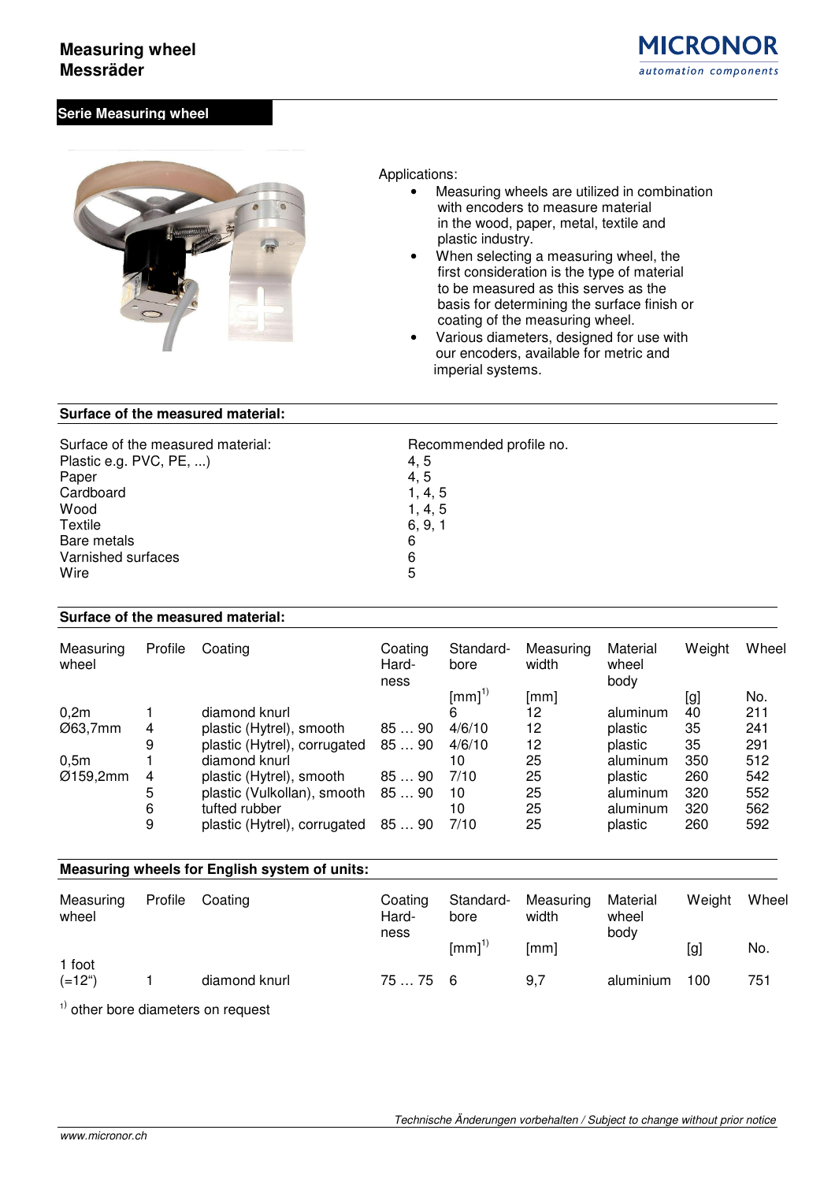# Measuring wheel
# Messräder

MICRONOR
automation components

## Serie Measuring wheel

Applications:

- Measuring wheels are utilized in combination with encoders to measure material in the wood, paper, metal, textile and plastic industry.
- When selecting a measuring wheel, the first consideration is the type of material to be measured as this serves as the basis for determining the surface finish or coating of the measuring wheel.
- Various diameters, designed for use with our encoders, available for metric and imperial systems.

## Surface of the measured material:

| Surface of the measured material: | Recommended profile no. |
|---|---|
| Plastic e.g. PVC, PE, ...) | 4, 5 |
| Paper | 4, 5 |
| Cardboard | 1, 4, 5 |
| Wood | 1, 4, 5 |
| Textile | 6, 9, 1 |
| Bare metals | 6 |
| Varnished surfaces | 6 |
| Wire | 5 |

## Surface of the measured material:

| Measuring wheel | Profile | Coating | Coating Hard-ness | Standard-bore [mm][1) ] | Measuring width [mm] | Material wheel body | Weight [g] | Wheel No. |
|---|---|---|---|---|---|---|---|---|
| 0,2m | 1 | diamond knurl | | 6 | 12 | aluminum | 40 | 211 |
| Ø63,7mm | 4 | plastic (Hytrel), smooth | 85 … 90 | 4/6/10 | 12 | plastic | 35 | 241 |
| | 9 | plastic (Hytrel), corrugated | 85 … 90 | 4/6/10 | 12 | plastic | 35 | 291 |
| 0,5m | 1 | diamond knurl | | 10 | 25 | aluminum | 350 | 512 |
| Ø159,2mm | 4 | plastic (Hytrel), smooth | 85 … 90 | 7/10 | 25 | plastic | 260 | 542 |
| | 5 | plastic (Vulkollan), smooth | 85 … 90 | 10 | 25 | aluminum | 320 | 552 |
| | 6 | tufted rubber | | 10 | 25 | aluminum | 320 | 562 |
| | 9 | plastic (Hytrel), corrugated | 85 … 90 | 7/10 | 25 | plastic | 260 | 592 |

## Measuring wheels for English system of units:

| Measuring wheel | Profile | Coating | Coating Hard-ness | Standard-bore [mm][1) ] | Measuring width [mm] | Material wheel body | Weight [g] | Wheel No. |
|---|---|---|---|---|---|---|---|---|
| 1 foot (=12“) | 1 | diamond knurl | 75 … 75 | 6 | 9,7 | aluminium | 100 | 751 |

[1)] other bore diameters on request

*Technische Änderungen vorbehalten / Subject to change without prior notice*

*www.micronor.ch*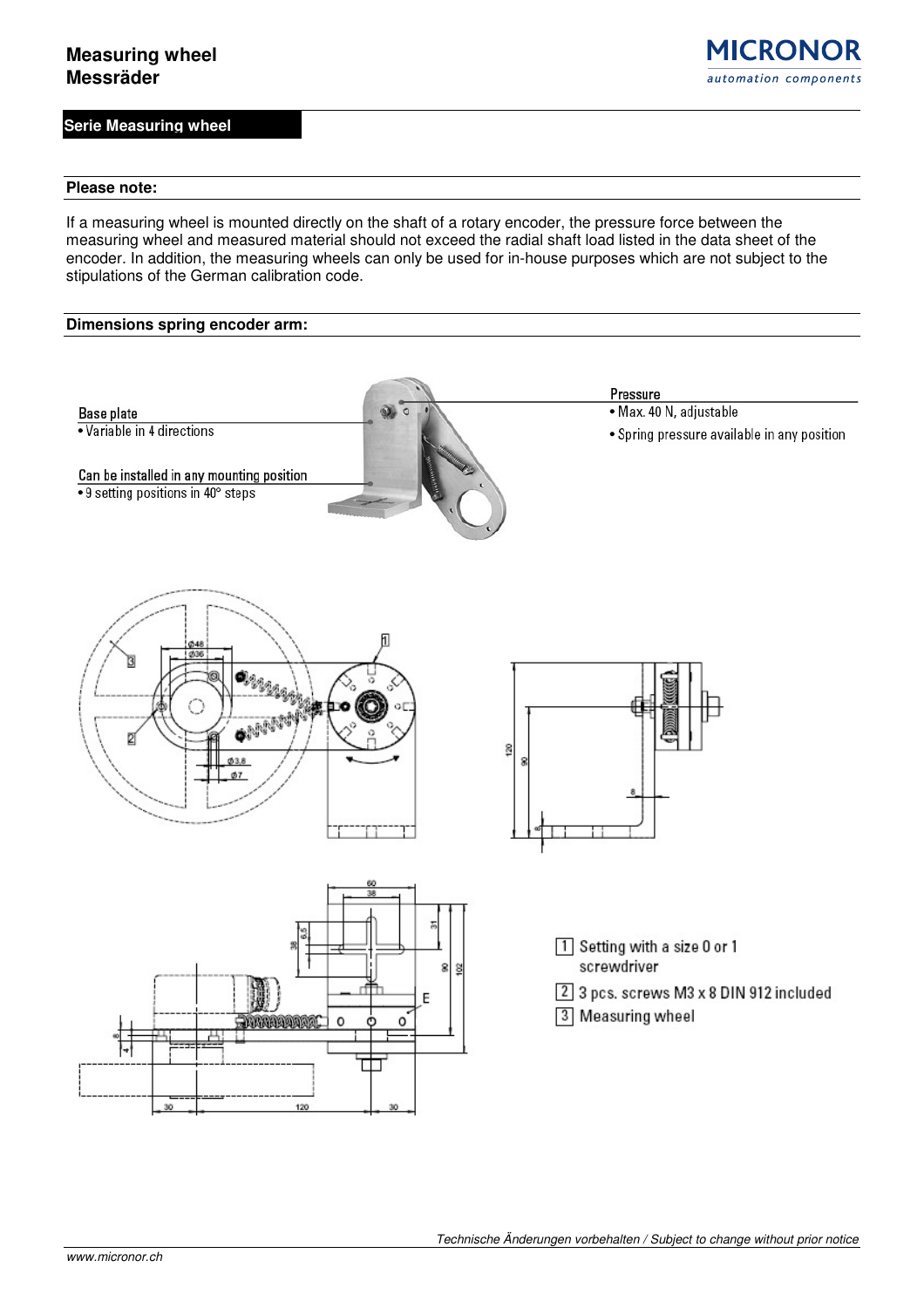## Serie Measuring wheel

### Please note:

If a measuring wheel is mounted directly on the shaft of a rotary encoder, the pressure force between the measuring wheel and measured material should not exceed the radial shaft load listed in the data sheet of the encoder. In addition, the measuring wheels can only be used for in-house purposes which are not subject to the stipulations of the German calibration code.

### Dimensions spring encoder arm:

Base plate
- Variable in 4 directions

Can be installed in any mounting position
- 9 setting positions in 40° steps

Pressure
- Max. 40 N, adjustable
- Spring pressure available in any position

1. Setting with a size 0 or 1 screwdriver
2. 3 pcs. screws M3 x 8 DIN 912 included
3. Measuring wheel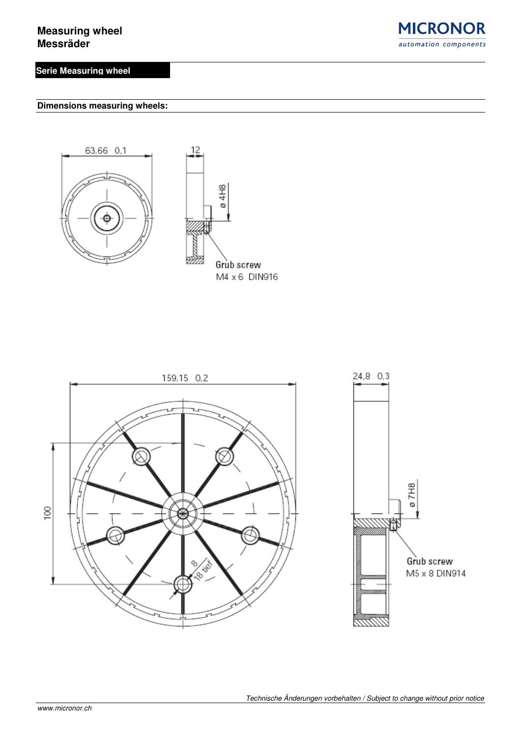# Measuring wheel
# Messräder

**Serie Measuring wheel**

**Dimensions measuring wheels:**

63,66 0,1

12

ø 4H8

Grub screw
M4 x 6 DIN916

159,15 0,2

24,8 0,3

100

8
18 tief

ø 7H8

Grub screw
M5 x 8 DIN914

*Technische Änderungen vorbehalten / Subject to change without prior notice*

*www.micronor.ch*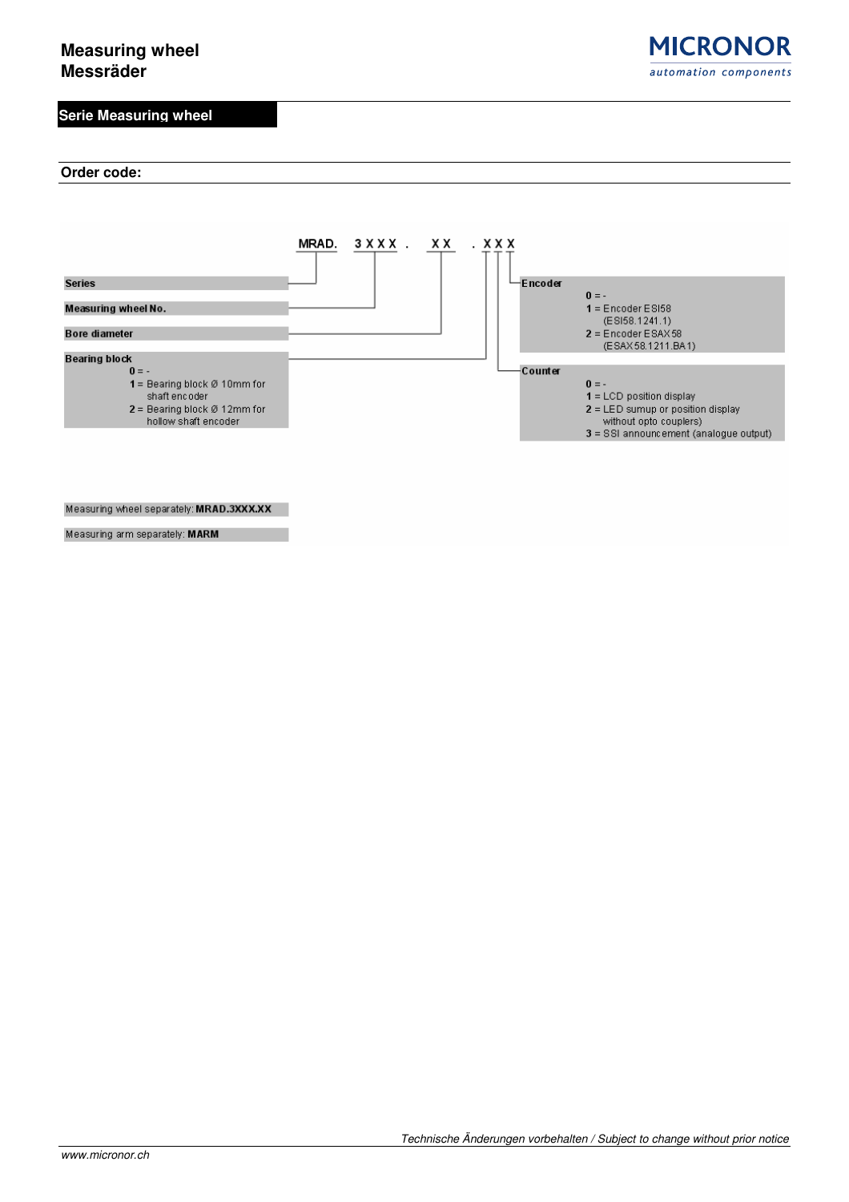# Measuring wheel
# Messräder

## Serie Measuring wheel

### Order code:

MRAD. 3 X X X . X X . X X X

**Series**

**Measuring wheel No.**

**Bore diameter**

**Bearing block**
- **0** = -
- **1** = Bearing block Ø 10mm for shaft encoder
- **2** = Bearing block Ø 12mm for hollow shaft encoder

**Encoder**
- **0** = -
- **1** = Encoder ESI58 (ESI58.1241.1)
- **2** = Encoder ESAX58 (ESAX58.1211.BA1)

**Counter**
- **0** = -
- **1** = LCD position display
- **2** = LED sumup or position display without opto couplers)
- **3** = SSI announcement (analogue output)

Measuring wheel separately: **MRAD.3XXX.XX**

Measuring arm separately: **MARM**

*Technische Änderungen vorbehalten / Subject to change without prior notice*

*www.micronor.ch*